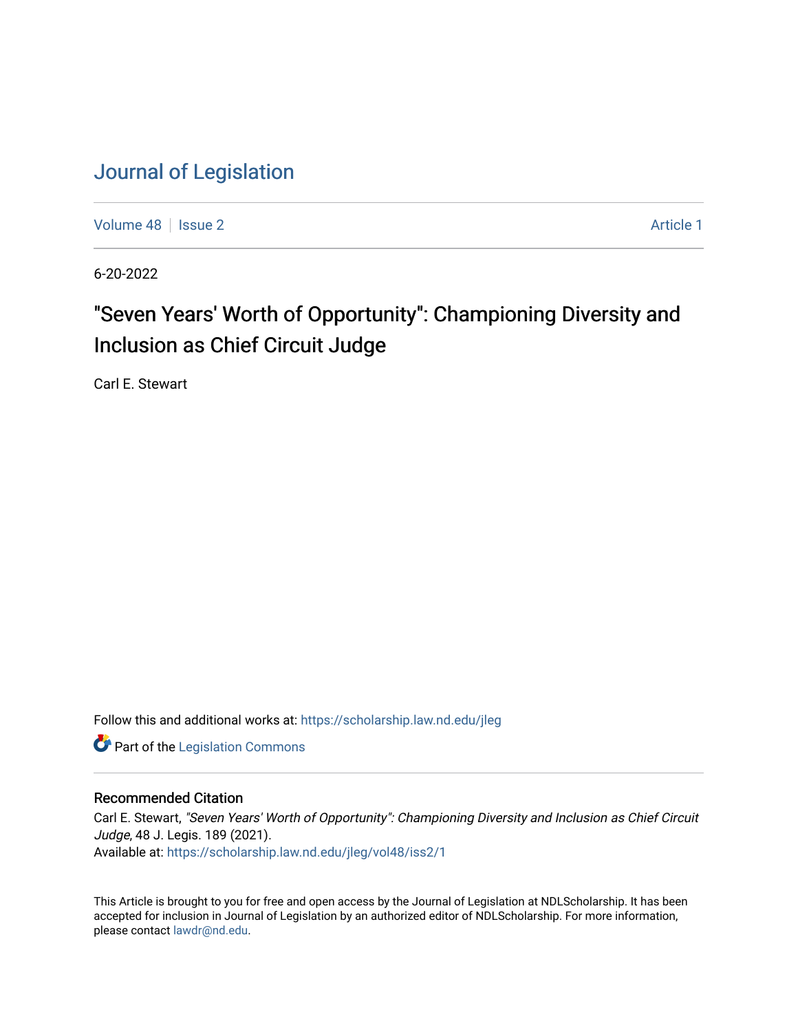# Journal of Legislation

Volume 48 | Issue 2 | Article 1

6-20-2022

## "Seven Years' Worth of Opportunity": Championing Diversity and Inclusion as Chief Circuit Judge

Carl E. Stewart

Follow this and additional works at: https://scholarship.law.nd.edu/jleg

Part of the Legislation Commons

### Recommended Citation

Carl E. Stewart, *"Seven Years' Worth of Opportunity": Championing Diversity and Inclusion as Chief Circuit Judge*, 48 J. Legis. 189 (2021).
Available at: https://scholarship.law.nd.edu/jleg/vol48/iss2/1

This Article is brought to you for free and open access by the Journal of Legislation at NDLScholarship. It has been accepted for inclusion in Journal of Legislation by an authorized editor of NDLScholarship. For more information, please contact lawdr@nd.edu.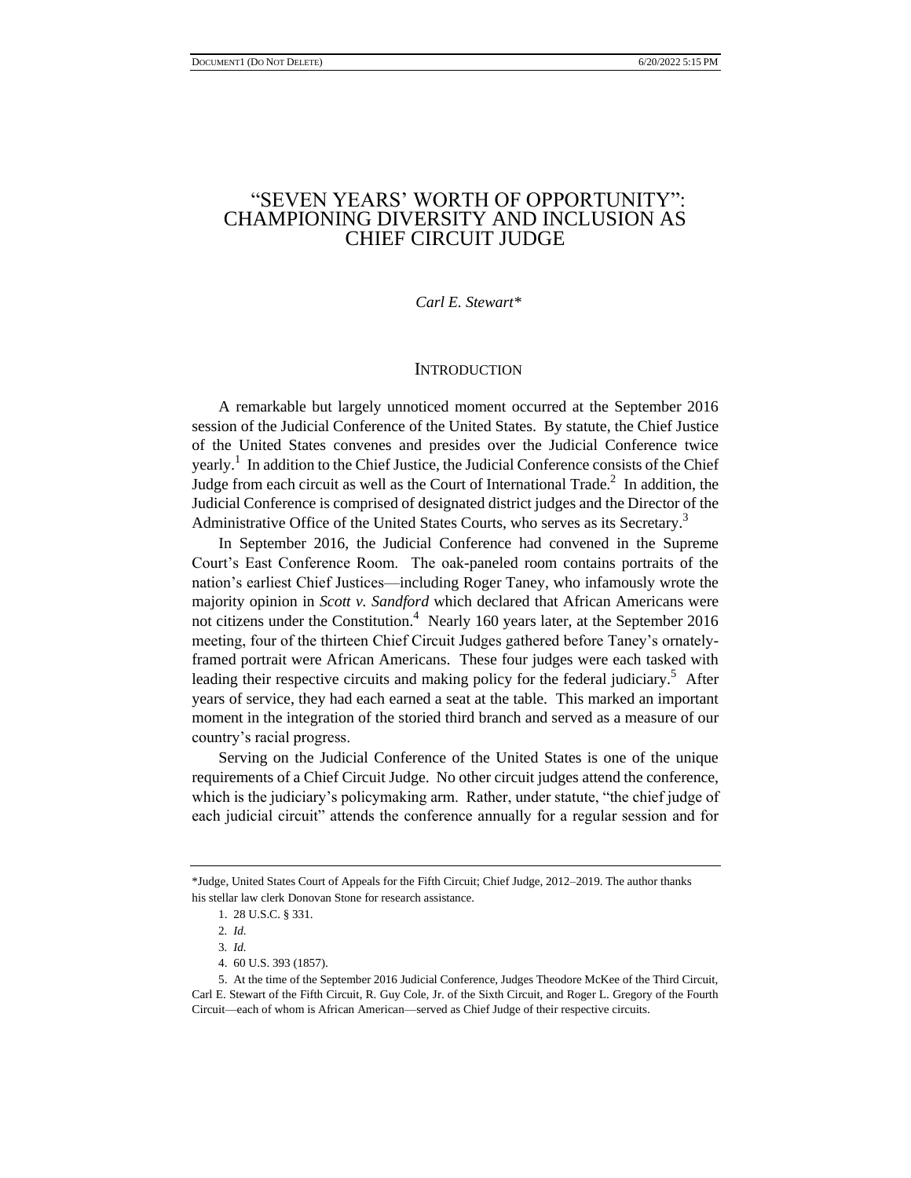# "SEVEN YEARS' WORTH OF OPPORTUNITY": CHAMPIONING DIVERSITY AND INCLUSION AS CHIEF CIRCUIT JUDGE

*Carl E. Stewart\**

## INTRODUCTION

A remarkable but largely unnoticed moment occurred at the September 2016 session of the Judicial Conference of the United States. By statute, the Chief Justice of the United States convenes and presides over the Judicial Conference twice yearly.[1] In addition to the Chief Justice, the Judicial Conference consists of the Chief Judge from each circuit as well as the Court of International Trade.[2] In addition, the Judicial Conference is comprised of designated district judges and the Director of the Administrative Office of the United States Courts, who serves as its Secretary.[3]

In September 2016, the Judicial Conference had convened in the Supreme Court's East Conference Room. The oak-paneled room contains portraits of the nation's earliest Chief Justices—including Roger Taney, who infamously wrote the majority opinion in *Scott v. Sandford* which declared that African Americans were not citizens under the Constitution.[4] Nearly 160 years later, at the September 2016 meeting, four of the thirteen Chief Circuit Judges gathered before Taney's ornately-framed portrait were African Americans. These four judges were each tasked with leading their respective circuits and making policy for the federal judiciary.[5] After years of service, they had each earned a seat at the table. This marked an important moment in the integration of the storied third branch and served as a measure of our country's racial progress.

Serving on the Judicial Conference of the United States is one of the unique requirements of a Chief Circuit Judge. No other circuit judges attend the conference, which is the judiciary's policymaking arm. Rather, under statute, "the chief judge of each judicial circuit" attends the conference annually for a regular session and for

---

\*Judge, United States Court of Appeals for the Fifth Circuit; Chief Judge, 2012–2019. The author thanks his stellar law clerk Donovan Stone for research assistance.

1. 28 U.S.C. § 331.
2. *Id.*
3. *Id.*
4. 60 U.S. 393 (1857).
5. At the time of the September 2016 Judicial Conference, Judges Theodore McKee of the Third Circuit, Carl E. Stewart of the Fifth Circuit, R. Guy Cole, Jr. of the Sixth Circuit, and Roger L. Gregory of the Fourth Circuit—each of whom is African American—served as Chief Judge of their respective circuits.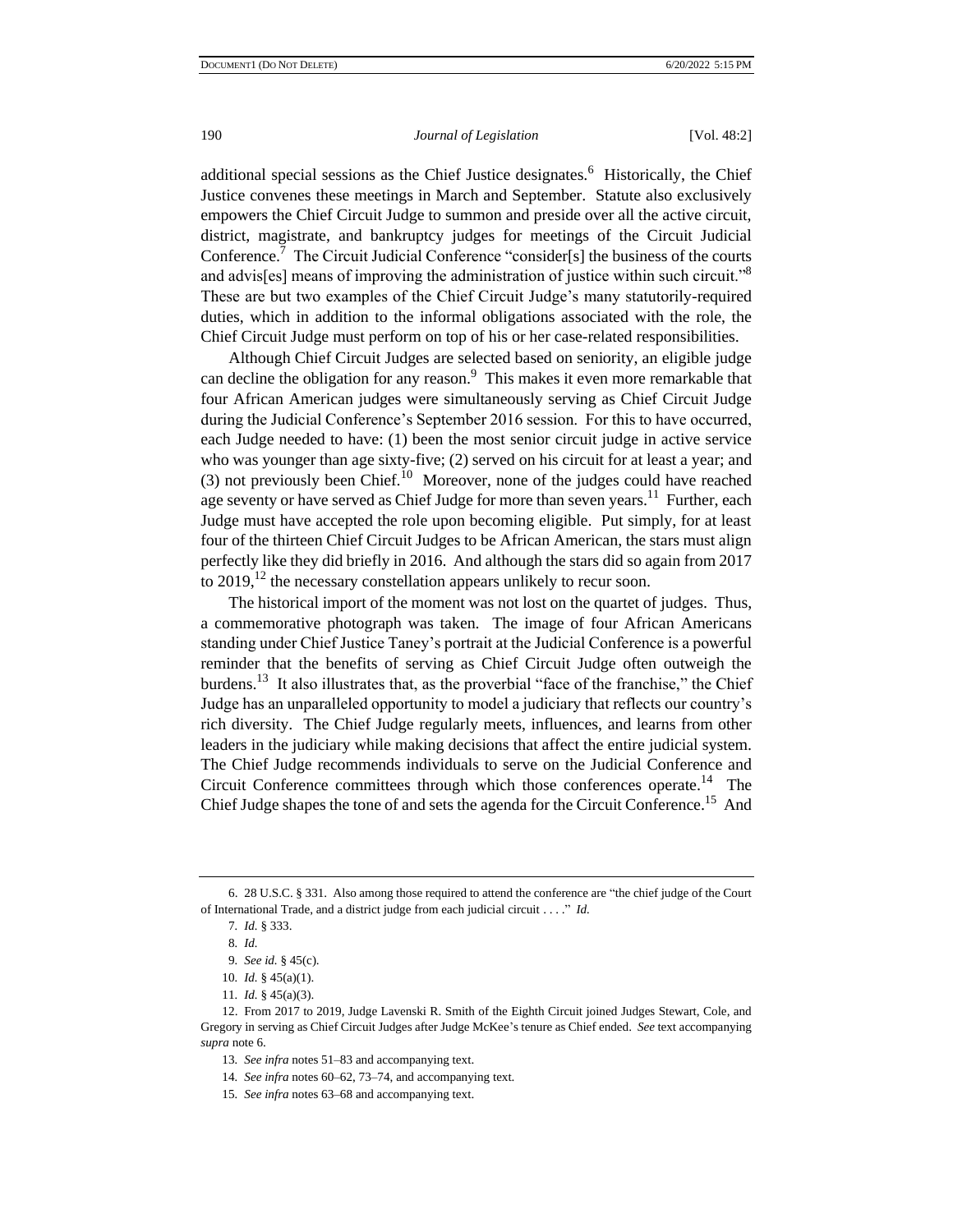additional special sessions as the Chief Justice designates.[6] Historically, the Chief Justice convenes these meetings in March and September. Statute also exclusively empowers the Chief Circuit Judge to summon and preside over all the active circuit, district, magistrate, and bankruptcy judges for meetings of the Circuit Judicial Conference.[7] The Circuit Judicial Conference "consider[s] the business of the courts and advis[es] means of improving the administration of justice within such circuit."[8] These are but two examples of the Chief Circuit Judge's many statutorily-required duties, which in addition to the informal obligations associated with the role, the Chief Circuit Judge must perform on top of his or her case-related responsibilities.

Although Chief Circuit Judges are selected based on seniority, an eligible judge can decline the obligation for any reason.[9] This makes it even more remarkable that four African American judges were simultaneously serving as Chief Circuit Judge during the Judicial Conference's September 2016 session. For this to have occurred, each Judge needed to have: (1) been the most senior circuit judge in active service who was younger than age sixty-five; (2) served on his circuit for at least a year; and (3) not previously been Chief.[10] Moreover, none of the judges could have reached age seventy or have served as Chief Judge for more than seven years.[11] Further, each Judge must have accepted the role upon becoming eligible. Put simply, for at least four of the thirteen Chief Circuit Judges to be African American, the stars must align perfectly like they did briefly in 2016. And although the stars did so again from 2017 to 2019,[12] the necessary constellation appears unlikely to recur soon.

The historical import of the moment was not lost on the quartet of judges. Thus, a commemorative photograph was taken. The image of four African Americans standing under Chief Justice Taney's portrait at the Judicial Conference is a powerful reminder that the benefits of serving as Chief Circuit Judge often outweigh the burdens.[13] It also illustrates that, as the proverbial "face of the franchise," the Chief Judge has an unparalleled opportunity to model a judiciary that reflects our country's rich diversity. The Chief Judge regularly meets, influences, and learns from other leaders in the judiciary while making decisions that affect the entire judicial system. The Chief Judge recommends individuals to serve on the Judicial Conference and Circuit Conference committees through which those conferences operate.[14] The Chief Judge shapes the tone of and sets the agenda for the Circuit Conference.[15] And

---

6. 28 U.S.C. § 331. Also among those required to attend the conference are "the chief judge of the Court of International Trade, and a district judge from each judicial circuit . . . ." *Id.*

7. *Id.* § 333.

8. *Id.*

9. *See id.* § 45(c).

10. *Id.* § 45(a)(1).

11. *Id.* § 45(a)(3).

12. From 2017 to 2019, Judge Lavenski R. Smith of the Eighth Circuit joined Judges Stewart, Cole, and Gregory in serving as Chief Circuit Judges after Judge McKee's tenure as Chief ended. *See* text accompanying *supra* note 6.

13. *See infra* notes 51–83 and accompanying text.

14. *See infra* notes 60–62, 73–74, and accompanying text.

15. *See infra* notes 63–68 and accompanying text.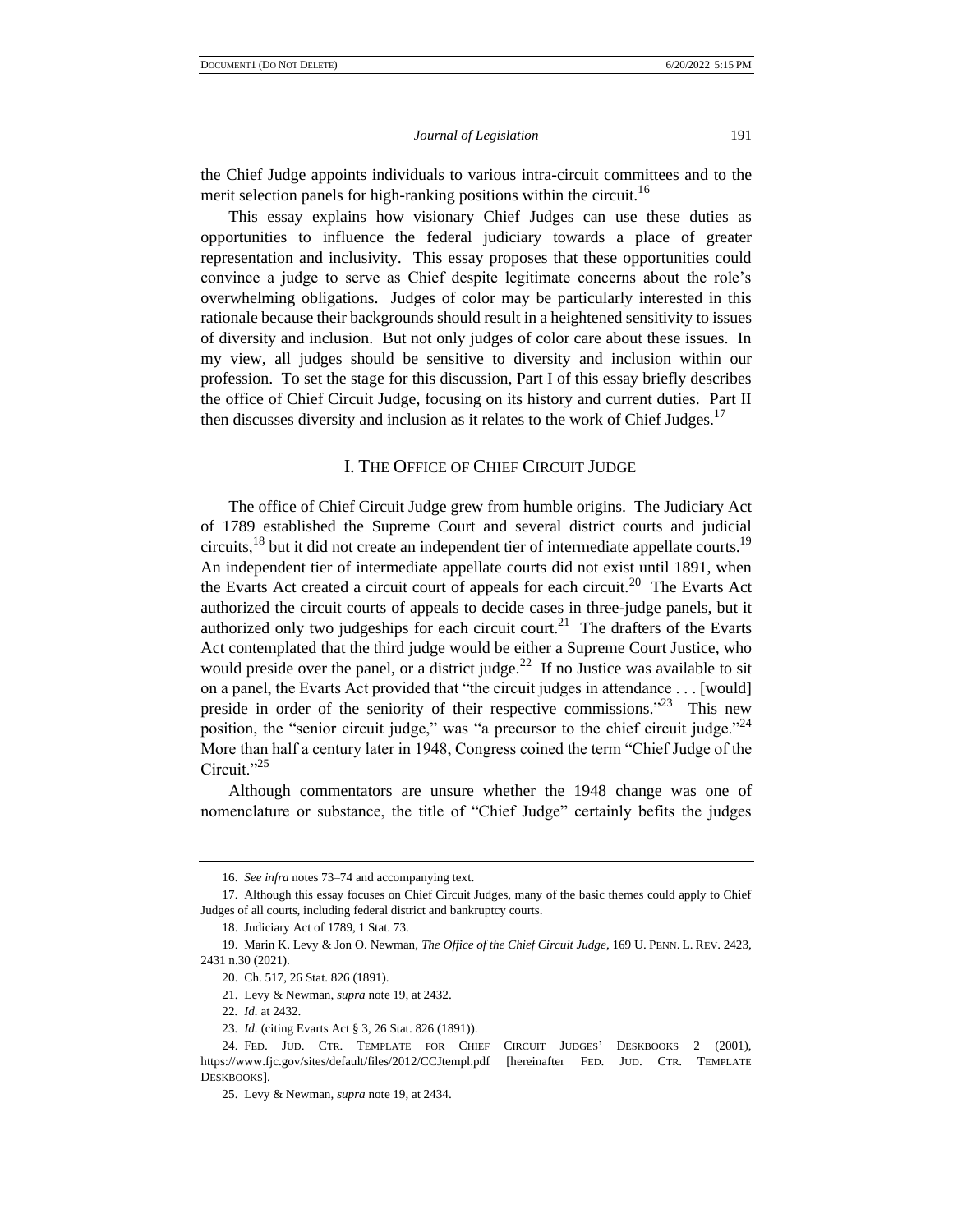the Chief Judge appoints individuals to various intra-circuit committees and to the merit selection panels for high-ranking positions within the circuit.[16]

This essay explains how visionary Chief Judges can use these duties as opportunities to influence the federal judiciary towards a place of greater representation and inclusivity. This essay proposes that these opportunities could convince a judge to serve as Chief despite legitimate concerns about the role's overwhelming obligations. Judges of color may be particularly interested in this rationale because their backgrounds should result in a heightened sensitivity to issues of diversity and inclusion. But not only judges of color care about these issues. In my view, all judges should be sensitive to diversity and inclusion within our profession. To set the stage for this discussion, Part I of this essay briefly describes the office of Chief Circuit Judge, focusing on its history and current duties. Part II then discusses diversity and inclusion as it relates to the work of Chief Judges.[17]

## I. THE OFFICE OF CHIEF CIRCUIT JUDGE

The office of Chief Circuit Judge grew from humble origins. The Judiciary Act of 1789 established the Supreme Court and several district courts and judicial circuits,[18] but it did not create an independent tier of intermediate appellate courts.[19] An independent tier of intermediate appellate courts did not exist until 1891, when the Evarts Act created a circuit court of appeals for each circuit.[20] The Evarts Act authorized the circuit courts of appeals to decide cases in three-judge panels, but it authorized only two judgeships for each circuit court.[21] The drafters of the Evarts Act contemplated that the third judge would be either a Supreme Court Justice, who would preside over the panel, or a district judge.[22] If no Justice was available to sit on a panel, the Evarts Act provided that "the circuit judges in attendance . . . [would] preside in order of the seniority of their respective commissions."[23] This new position, the "senior circuit judge," was "a precursor to the chief circuit judge."[24] More than half a century later in 1948, Congress coined the term "Chief Judge of the Circuit."[25]

Although commentators are unsure whether the 1948 change was one of nomenclature or substance, the title of "Chief Judge" certainly befits the judges

---

16. *See infra* notes 73–74 and accompanying text.

17. Although this essay focuses on Chief Circuit Judges, many of the basic themes could apply to Chief Judges of all courts, including federal district and bankruptcy courts.

18. Judiciary Act of 1789, 1 Stat. 73.

19. Marin K. Levy & Jon O. Newman, *The Office of the Chief Circuit Judge*, 169 U. PENN. L. REV. 2423, 2431 n.30 (2021).

20. Ch. 517, 26 Stat. 826 (1891).

21. Levy & Newman, *supra* note 19, at 2432.

22. *Id.* at 2432.

23. *Id.* (citing Evarts Act § 3, 26 Stat. 826 (1891)).

24. FED. JUD. CTR. TEMPLATE FOR CHIEF CIRCUIT JUDGES' DESKBOOKS 2 (2001), https://www.fjc.gov/sites/default/files/2012/CCJtempl.pdf [hereinafter FED. JUD. CTR. TEMPLATE DESKBOOKS].

25. Levy & Newman, *supra* note 19, at 2434.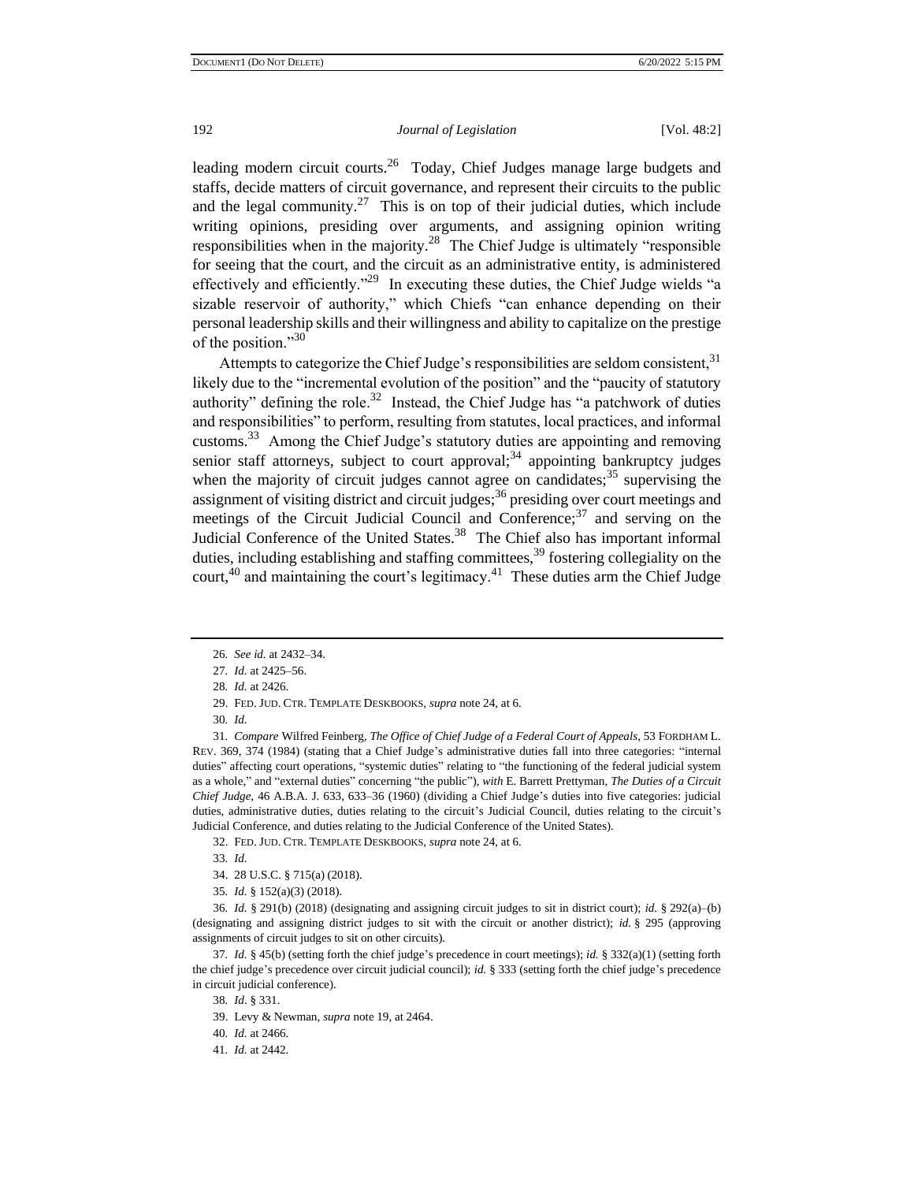leading modern circuit courts.[26] Today, Chief Judges manage large budgets and staffs, decide matters of circuit governance, and represent their circuits to the public and the legal community.[27] This is on top of their judicial duties, which include writing opinions, presiding over arguments, and assigning opinion writing responsibilities when in the majority.[28] The Chief Judge is ultimately "responsible for seeing that the court, and the circuit as an administrative entity, is administered effectively and efficiently."[29] In executing these duties, the Chief Judge wields "a sizable reservoir of authority," which Chiefs "can enhance depending on their personal leadership skills and their willingness and ability to capitalize on the prestige of the position."[30]

Attempts to categorize the Chief Judge's responsibilities are seldom consistent,[31] likely due to the "incremental evolution of the position" and the "paucity of statutory authority" defining the role.[32] Instead, the Chief Judge has "a patchwork of duties and responsibilities" to perform, resulting from statutes, local practices, and informal customs.[33] Among the Chief Judge's statutory duties are appointing and removing senior staff attorneys, subject to court approval;[34] appointing bankruptcy judges when the majority of circuit judges cannot agree on candidates;[35] supervising the assignment of visiting district and circuit judges;[36] presiding over court meetings and meetings of the Circuit Judicial Council and Conference;[37] and serving on the Judicial Conference of the United States.[38] The Chief also has important informal duties, including establishing and staffing committees,[39] fostering collegiality on the court,[40] and maintaining the court's legitimacy.[41] These duties arm the Chief Judge

---

26. *See id.* at 2432–34.

27. *Id.* at 2425–56.

28. *Id.* at 2426.

29. FED. JUD. CTR. TEMPLATE DESKBOOKS, *supra* note 24, at 6.

30. *Id.*

31. *Compare* Wilfred Feinberg, *The Office of Chief Judge of a Federal Court of Appeals*, 53 FORDHAM L. REV. 369, 374 (1984) (stating that a Chief Judge's administrative duties fall into three categories: "internal duties" affecting court operations, "systemic duties" relating to "the functioning of the federal judicial system as a whole," and "external duties" concerning "the public"), *with* E. Barrett Prettyman, *The Duties of a Circuit Chief Judge*, 46 A.B.A. J. 633, 633–36 (1960) (dividing a Chief Judge's duties into five categories: judicial duties, administrative duties, duties relating to the circuit's Judicial Council, duties relating to the circuit's Judicial Conference, and duties relating to the Judicial Conference of the United States).

32. FED. JUD. CTR. TEMPLATE DESKBOOKS, *supra* note 24, at 6.

33. *Id.*

34. 28 U.S.C. § 715(a) (2018).

35. *Id.* § 152(a)(3) (2018).

36. *Id.* § 291(b) (2018) (designating and assigning circuit judges to sit in district court); *id.* § 292(a)–(b) (designating and assigning district judges to sit with the circuit or another district); *id.* § 295 (approving assignments of circuit judges to sit on other circuits).

37. *Id.* § 45(b) (setting forth the chief judge's precedence in court meetings); *id.* § 332(a)(1) (setting forth the chief judge's precedence over circuit judicial council); *id.* § 333 (setting forth the chief judge's precedence in circuit judicial conference).

38. *Id*. § 331.

39. Levy & Newman, *supra* note 19, at 2464.

40. *Id.* at 2466.

41. *Id.* at 2442.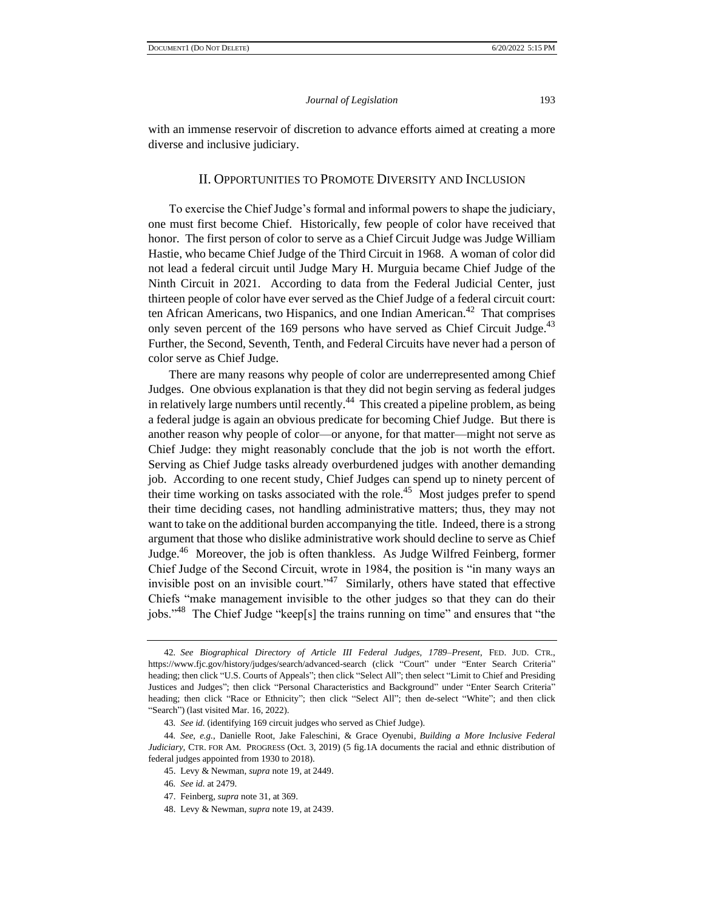with an immense reservoir of discretion to advance efforts aimed at creating a more diverse and inclusive judiciary.

## II. Opportunities to Promote Diversity and Inclusion

To exercise the Chief Judge's formal and informal powers to shape the judiciary, one must first become Chief. Historically, few people of color have received that honor. The first person of color to serve as a Chief Circuit Judge was Judge William Hastie, who became Chief Judge of the Third Circuit in 1968. A woman of color did not lead a federal circuit until Judge Mary H. Murguia became Chief Judge of the Ninth Circuit in 2021. According to data from the Federal Judicial Center, just thirteen people of color have ever served as the Chief Judge of a federal circuit court: ten African Americans, two Hispanics, and one Indian American.[42] That comprises only seven percent of the 169 persons who have served as Chief Circuit Judge.[43] Further, the Second, Seventh, Tenth, and Federal Circuits have never had a person of color serve as Chief Judge.

There are many reasons why people of color are underrepresented among Chief Judges. One obvious explanation is that they did not begin serving as federal judges in relatively large numbers until recently.[44] This created a pipeline problem, as being a federal judge is again an obvious predicate for becoming Chief Judge. But there is another reason why people of color—or anyone, for that matter—might not serve as Chief Judge: they might reasonably conclude that the job is not worth the effort. Serving as Chief Judge tasks already overburdened judges with another demanding job. According to one recent study, Chief Judges can spend up to ninety percent of their time working on tasks associated with the role.[45] Most judges prefer to spend their time deciding cases, not handling administrative matters; thus, they may not want to take on the additional burden accompanying the title. Indeed, there is a strong argument that those who dislike administrative work should decline to serve as Chief Judge.[46] Moreover, the job is often thankless. As Judge Wilfred Feinberg, former Chief Judge of the Second Circuit, wrote in 1984, the position is "in many ways an invisible post on an invisible court."[47] Similarly, others have stated that effective Chiefs "make management invisible to the other judges so that they can do their jobs."[48] The Chief Judge "keep[s] the trains running on time" and ensures that "the

---

42. *See Biographical Directory of Article III Federal Judges, 1789–Present*, FED. JUD. CTR., https://www.fjc.gov/history/judges/search/advanced-search (click "Court" under "Enter Search Criteria" heading; then click "U.S. Courts of Appeals"; then click "Select All"; then select "Limit to Chief and Presiding Justices and Judges"; then click "Personal Characteristics and Background" under "Enter Search Criteria" heading; then click "Race or Ethnicity"; then click "Select All"; then de-select "White"; and then click "Search") (last visited Mar. 16, 2022).

43. *See id.* (identifying 169 circuit judges who served as Chief Judge).

44. *See, e.g.*, Danielle Root, Jake Faleschini, & Grace Oyenubi, *Building a More Inclusive Federal Judiciary*, CTR. FOR AM. PROGRESS (Oct. 3, 2019) (5 fig.1A documents the racial and ethnic distribution of federal judges appointed from 1930 to 2018).

45. Levy & Newman, *supra* note 19, at 2449.

46. *See id.* at 2479.

47. Feinberg, *supra* note 31, at 369.

48. Levy & Newman, *supra* note 19, at 2439.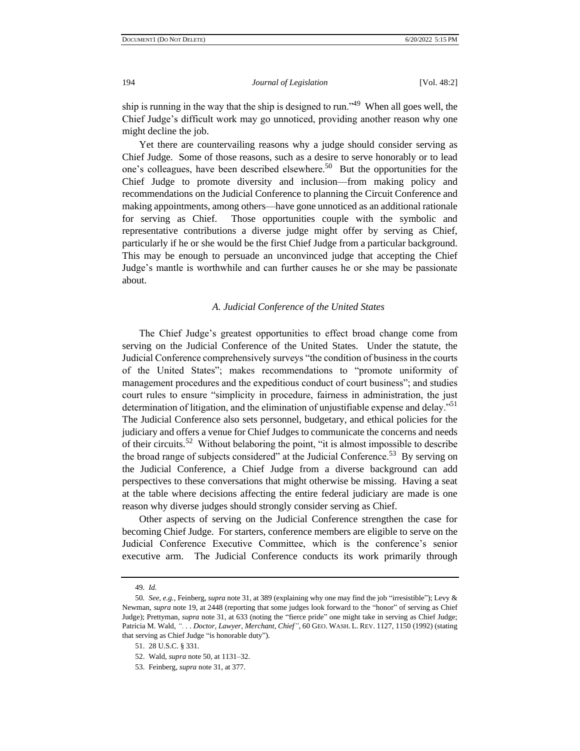ship is running in the way that the ship is designed to run."[49] When all goes well, the Chief Judge's difficult work may go unnoticed, providing another reason why one might decline the job.

Yet there are countervailing reasons why a judge should consider serving as Chief Judge. Some of those reasons, such as a desire to serve honorably or to lead one's colleagues, have been described elsewhere.[50] But the opportunities for the Chief Judge to promote diversity and inclusion—from making policy and recommendations on the Judicial Conference to planning the Circuit Conference and making appointments, among others—have gone unnoticed as an additional rationale for serving as Chief. Those opportunities couple with the symbolic and representative contributions a diverse judge might offer by serving as Chief, particularly if he or she would be the first Chief Judge from a particular background. This may be enough to persuade an unconvinced judge that accepting the Chief Judge's mantle is worthwhile and can further causes he or she may be passionate about.

### *A. Judicial Conference of the United States*

The Chief Judge's greatest opportunities to effect broad change come from serving on the Judicial Conference of the United States. Under the statute, the Judicial Conference comprehensively surveys "the condition of business in the courts of the United States"; makes recommendations to "promote uniformity of management procedures and the expeditious conduct of court business"; and studies court rules to ensure "simplicity in procedure, fairness in administration, the just determination of litigation, and the elimination of unjustifiable expense and delay."[51] The Judicial Conference also sets personnel, budgetary, and ethical policies for the judiciary and offers a venue for Chief Judges to communicate the concerns and needs of their circuits.[52] Without belaboring the point, "it is almost impossible to describe the broad range of subjects considered" at the Judicial Conference.[53] By serving on the Judicial Conference, a Chief Judge from a diverse background can add perspectives to these conversations that might otherwise be missing. Having a seat at the table where decisions affecting the entire federal judiciary are made is one reason why diverse judges should strongly consider serving as Chief.

Other aspects of serving on the Judicial Conference strengthen the case for becoming Chief Judge. For starters, conference members are eligible to serve on the Judicial Conference Executive Committee, which is the conference's senior executive arm. The Judicial Conference conducts its work primarily through

---

49. *Id.*

50. *See, e.g.*, Feinberg, *supra* note 31, at 389 (explaining why one may find the job "irresistible"); Levy & Newman, *supra* note 19, at 2448 (reporting that some judges look forward to the "honor" of serving as Chief Judge); Prettyman, *supra* note 31, at 633 (noting the "fierce pride" one might take in serving as Chief Judge; Patricia M. Wald, *". . . Doctor, Lawyer, Merchant, Chief"*, 60 GEO. WASH. L. REV. 1127, 1150 (1992) (stating that serving as Chief Judge "is honorable duty").

51. 28 U.S.C. § 331.

52. Wald, *supra* note 50, at 1131–32.

53. Feinberg, *supra* note 31, at 377.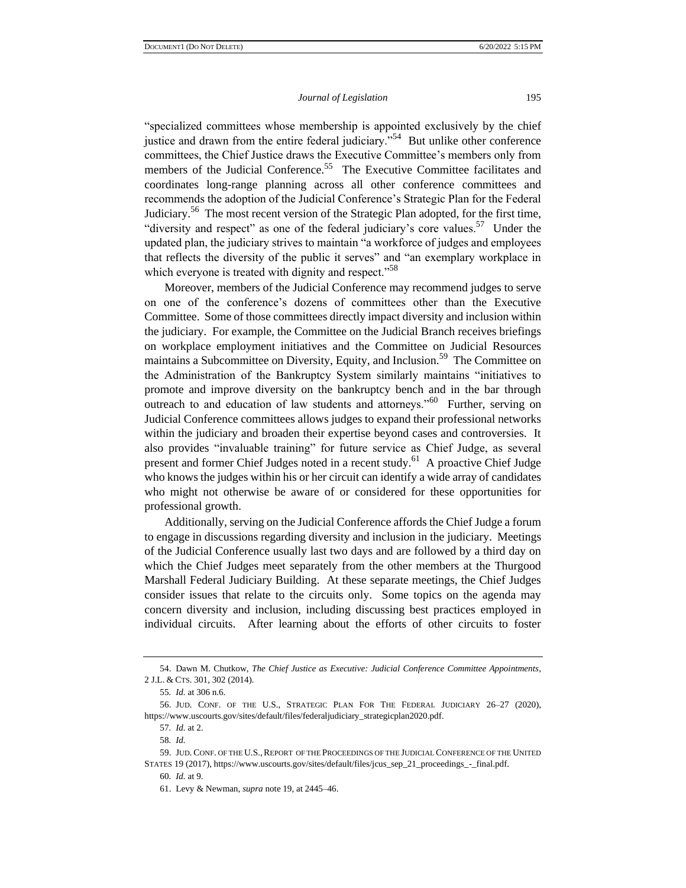"specialized committees whose membership is appointed exclusively by the chief justice and drawn from the entire federal judiciary."[54] But unlike other conference committees, the Chief Justice draws the Executive Committee's members only from members of the Judicial Conference.[55] The Executive Committee facilitates and coordinates long-range planning across all other conference committees and recommends the adoption of the Judicial Conference's Strategic Plan for the Federal Judiciary.[56] The most recent version of the Strategic Plan adopted, for the first time, "diversity and respect" as one of the federal judiciary's core values.[57] Under the updated plan, the judiciary strives to maintain "a workforce of judges and employees that reflects the diversity of the public it serves" and "an exemplary workplace in which everyone is treated with dignity and respect."[58]

Moreover, members of the Judicial Conference may recommend judges to serve on one of the conference's dozens of committees other than the Executive Committee. Some of those committees directly impact diversity and inclusion within the judiciary. For example, the Committee on the Judicial Branch receives briefings on workplace employment initiatives and the Committee on Judicial Resources maintains a Subcommittee on Diversity, Equity, and Inclusion.[59] The Committee on the Administration of the Bankruptcy System similarly maintains "initiatives to promote and improve diversity on the bankruptcy bench and in the bar through outreach to and education of law students and attorneys."[60] Further, serving on Judicial Conference committees allows judges to expand their professional networks within the judiciary and broaden their expertise beyond cases and controversies. It also provides "invaluable training" for future service as Chief Judge, as several present and former Chief Judges noted in a recent study.[61] A proactive Chief Judge who knows the judges within his or her circuit can identify a wide array of candidates who might not otherwise be aware of or considered for these opportunities for professional growth.

Additionally, serving on the Judicial Conference affords the Chief Judge a forum to engage in discussions regarding diversity and inclusion in the judiciary. Meetings of the Judicial Conference usually last two days and are followed by a third day on which the Chief Judges meet separately from the other members at the Thurgood Marshall Federal Judiciary Building. At these separate meetings, the Chief Judges consider issues that relate to the circuits only. Some topics on the agenda may concern diversity and inclusion, including discussing best practices employed in individual circuits. After learning about the efforts of other circuits to foster

---

54. Dawn M. Chutkow, *The Chief Justice as Executive: Judicial Conference Committee Appointments*, 2 J.L. & CTS. 301, 302 (2014).

55. *Id.* at 306 n.6.

56. JUD. CONF. OF THE U.S., STRATEGIC PLAN FOR THE FEDERAL JUDICIARY 26–27 (2020), https://www.uscourts.gov/sites/default/files/federaljudiciary_strategicplan2020.pdf.

57. *Id.* at 2.

58. *Id.*

59. JUD. CONF. OF THE U.S., REPORT OF THE PROCEEDINGS OF THE JUDICIAL CONFERENCE OF THE UNITED STATES 19 (2017), https://www.uscourts.gov/sites/default/files/jcus_sep_21_proceedings_-_final.pdf.

60. *Id.* at 9.

61. Levy & Newman, *supra* note 19, at 2445–46.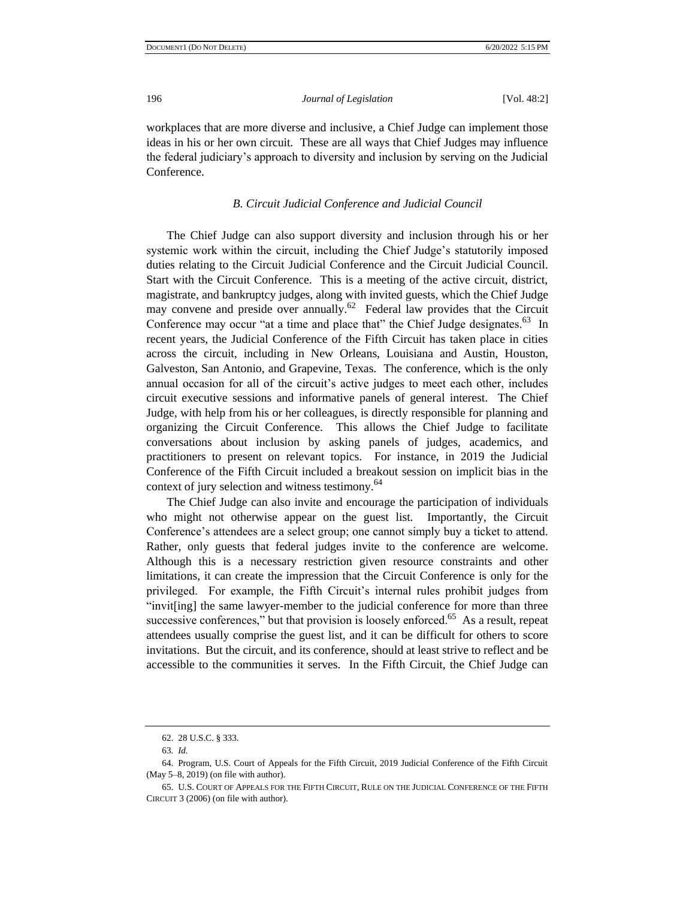workplaces that are more diverse and inclusive, a Chief Judge can implement those ideas in his or her own circuit. These are all ways that Chief Judges may influence the federal judiciary's approach to diversity and inclusion by serving on the Judicial Conference.

### *B. Circuit Judicial Conference and Judicial Council*

The Chief Judge can also support diversity and inclusion through his or her systemic work within the circuit, including the Chief Judge's statutorily imposed duties relating to the Circuit Judicial Conference and the Circuit Judicial Council. Start with the Circuit Conference. This is a meeting of the active circuit, district, magistrate, and bankruptcy judges, along with invited guests, which the Chief Judge may convene and preside over annually.[62] Federal law provides that the Circuit Conference may occur "at a time and place that" the Chief Judge designates.[63] In recent years, the Judicial Conference of the Fifth Circuit has taken place in cities across the circuit, including in New Orleans, Louisiana and Austin, Houston, Galveston, San Antonio, and Grapevine, Texas. The conference, which is the only annual occasion for all of the circuit's active judges to meet each other, includes circuit executive sessions and informative panels of general interest. The Chief Judge, with help from his or her colleagues, is directly responsible for planning and organizing the Circuit Conference. This allows the Chief Judge to facilitate conversations about inclusion by asking panels of judges, academics, and practitioners to present on relevant topics. For instance, in 2019 the Judicial Conference of the Fifth Circuit included a breakout session on implicit bias in the context of jury selection and witness testimony.[64]

The Chief Judge can also invite and encourage the participation of individuals who might not otherwise appear on the guest list. Importantly, the Circuit Conference's attendees are a select group; one cannot simply buy a ticket to attend. Rather, only guests that federal judges invite to the conference are welcome. Although this is a necessary restriction given resource constraints and other limitations, it can create the impression that the Circuit Conference is only for the privileged. For example, the Fifth Circuit's internal rules prohibit judges from "invit[ing] the same lawyer-member to the judicial conference for more than three successive conferences," but that provision is loosely enforced.[65] As a result, repeat attendees usually comprise the guest list, and it can be difficult for others to score invitations. But the circuit, and its conference, should at least strive to reflect and be accessible to the communities it serves. In the Fifth Circuit, the Chief Judge can

---

62. 28 U.S.C. § 333.

63. *Id.*

64. Program, U.S. Court of Appeals for the Fifth Circuit, 2019 Judicial Conference of the Fifth Circuit (May 5–8, 2019) (on file with author).

65. U.S. COURT OF APPEALS FOR THE FIFTH CIRCUIT, RULE ON THE JUDICIAL CONFERENCE OF THE FIFTH CIRCUIT 3 (2006) (on file with author).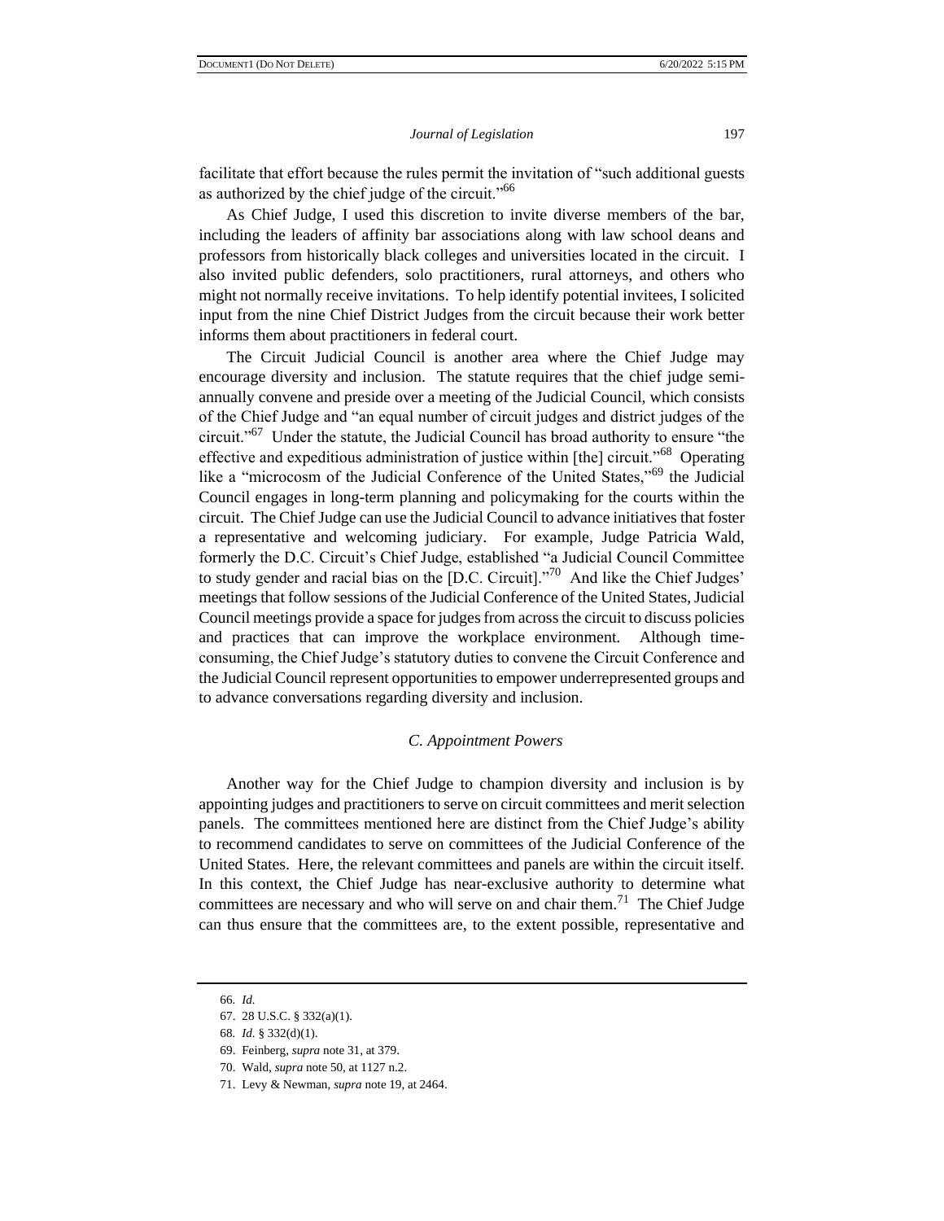facilitate that effort because the rules permit the invitation of "such additional guests as authorized by the chief judge of the circuit."[66]

As Chief Judge, I used this discretion to invite diverse members of the bar, including the leaders of affinity bar associations along with law school deans and professors from historically black colleges and universities located in the circuit. I also invited public defenders, solo practitioners, rural attorneys, and others who might not normally receive invitations. To help identify potential invitees, I solicited input from the nine Chief District Judges from the circuit because their work better informs them about practitioners in federal court.

The Circuit Judicial Council is another area where the Chief Judge may encourage diversity and inclusion. The statute requires that the chief judge semi-annually convene and preside over a meeting of the Judicial Council, which consists of the Chief Judge and "an equal number of circuit judges and district judges of the circuit."[67] Under the statute, the Judicial Council has broad authority to ensure "the effective and expeditious administration of justice within [the] circuit."[68] Operating like a "microcosm of the Judicial Conference of the United States,"[69] the Judicial Council engages in long-term planning and policymaking for the courts within the circuit. The Chief Judge can use the Judicial Council to advance initiatives that foster a representative and welcoming judiciary. For example, Judge Patricia Wald, formerly the D.C. Circuit's Chief Judge, established "a Judicial Council Committee to study gender and racial bias on the [D.C. Circuit]."[70] And like the Chief Judges' meetings that follow sessions of the Judicial Conference of the United States, Judicial Council meetings provide a space for judges from across the circuit to discuss policies and practices that can improve the workplace environment. Although time-consuming, the Chief Judge's statutory duties to convene the Circuit Conference and the Judicial Council represent opportunities to empower underrepresented groups and to advance conversations regarding diversity and inclusion.

### *C. Appointment Powers*

Another way for the Chief Judge to champion diversity and inclusion is by appointing judges and practitioners to serve on circuit committees and merit selection panels. The committees mentioned here are distinct from the Chief Judge's ability to recommend candidates to serve on committees of the Judicial Conference of the United States. Here, the relevant committees and panels are within the circuit itself. In this context, the Chief Judge has near-exclusive authority to determine what committees are necessary and who will serve on and chair them.[71] The Chief Judge can thus ensure that the committees are, to the extent possible, representative and

---

66. *Id.*

67. 28 U.S.C. § 332(a)(1).

68. *Id.* § 332(d)(1).

69. Feinberg, *supra* note 31, at 379.

70. Wald, *supra* note 50, at 1127 n.2.

71. Levy & Newman, *supra* note 19, at 2464.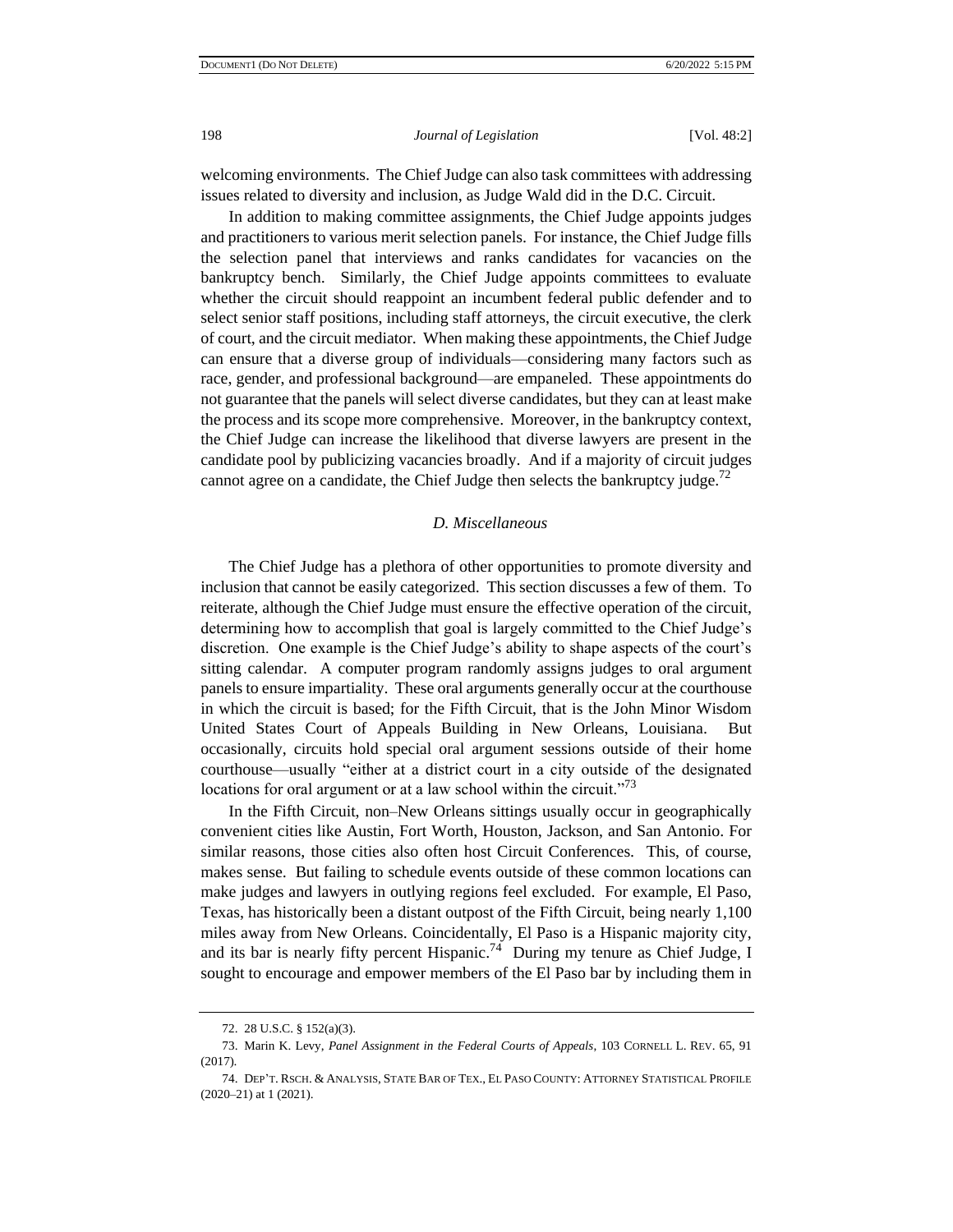welcoming environments. The Chief Judge can also task committees with addressing issues related to diversity and inclusion, as Judge Wald did in the D.C. Circuit.

In addition to making committee assignments, the Chief Judge appoints judges and practitioners to various merit selection panels. For instance, the Chief Judge fills the selection panel that interviews and ranks candidates for vacancies on the bankruptcy bench. Similarly, the Chief Judge appoints committees to evaluate whether the circuit should reappoint an incumbent federal public defender and to select senior staff positions, including staff attorneys, the circuit executive, the clerk of court, and the circuit mediator. When making these appointments, the Chief Judge can ensure that a diverse group of individuals—considering many factors such as race, gender, and professional background—are empaneled. These appointments do not guarantee that the panels will select diverse candidates, but they can at least make the process and its scope more comprehensive. Moreover, in the bankruptcy context, the Chief Judge can increase the likelihood that diverse lawyers are present in the candidate pool by publicizing vacancies broadly. And if a majority of circuit judges cannot agree on a candidate, the Chief Judge then selects the bankruptcy judge.[72]

### *D. Miscellaneous*

The Chief Judge has a plethora of other opportunities to promote diversity and inclusion that cannot be easily categorized. This section discusses a few of them. To reiterate, although the Chief Judge must ensure the effective operation of the circuit, determining how to accomplish that goal is largely committed to the Chief Judge's discretion. One example is the Chief Judge's ability to shape aspects of the court's sitting calendar. A computer program randomly assigns judges to oral argument panels to ensure impartiality. These oral arguments generally occur at the courthouse in which the circuit is based; for the Fifth Circuit, that is the John Minor Wisdom United States Court of Appeals Building in New Orleans, Louisiana. But occasionally, circuits hold special oral argument sessions outside of their home courthouse—usually "either at a district court in a city outside of the designated locations for oral argument or at a law school within the circuit."[73]

In the Fifth Circuit, non–New Orleans sittings usually occur in geographically convenient cities like Austin, Fort Worth, Houston, Jackson, and San Antonio. For similar reasons, those cities also often host Circuit Conferences. This, of course, makes sense. But failing to schedule events outside of these common locations can make judges and lawyers in outlying regions feel excluded. For example, El Paso, Texas, has historically been a distant outpost of the Fifth Circuit, being nearly 1,100 miles away from New Orleans. Coincidentally, El Paso is a Hispanic majority city, and its bar is nearly fifty percent Hispanic.[74] During my tenure as Chief Judge, I sought to encourage and empower members of the El Paso bar by including them in

---

72. 28 U.S.C. § 152(a)(3).

73. Marin K. Levy, *Panel Assignment in the Federal Courts of Appeals*, 103 CORNELL L. REV. 65, 91 (2017).

74. DEP'T. RSCH. & ANALYSIS, STATE BAR OF TEX., EL PASO COUNTY: ATTORNEY STATISTICAL PROFILE (2020–21) at 1 (2021).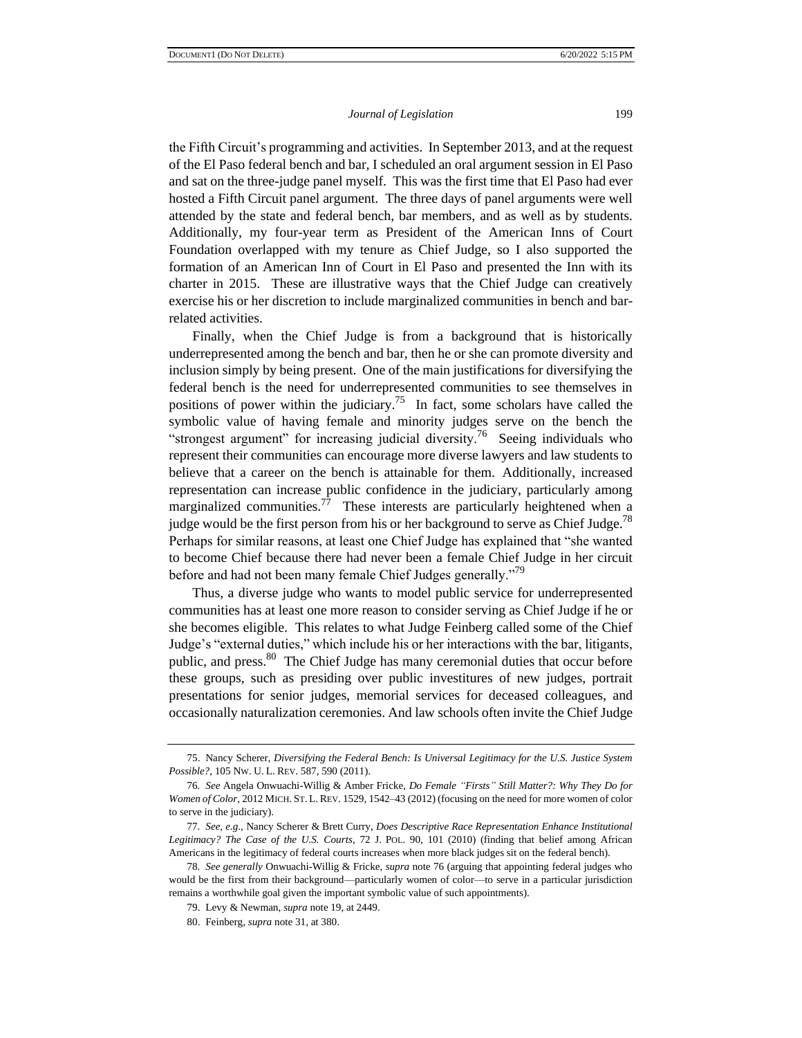the Fifth Circuit's programming and activities. In September 2013, and at the request of the El Paso federal bench and bar, I scheduled an oral argument session in El Paso and sat on the three-judge panel myself. This was the first time that El Paso had ever hosted a Fifth Circuit panel argument. The three days of panel arguments were well attended by the state and federal bench, bar members, and as well as by students. Additionally, my four-year term as President of the American Inns of Court Foundation overlapped with my tenure as Chief Judge, so I also supported the formation of an American Inn of Court in El Paso and presented the Inn with its charter in 2015. These are illustrative ways that the Chief Judge can creatively exercise his or her discretion to include marginalized communities in bench and bar-related activities.

Finally, when the Chief Judge is from a background that is historically underrepresented among the bench and bar, then he or she can promote diversity and inclusion simply by being present. One of the main justifications for diversifying the federal bench is the need for underrepresented communities to see themselves in positions of power within the judiciary.[75] In fact, some scholars have called the symbolic value of having female and minority judges serve on the bench the "strongest argument" for increasing judicial diversity.[76] Seeing individuals who represent their communities can encourage more diverse lawyers and law students to believe that a career on the bench is attainable for them. Additionally, increased representation can increase public confidence in the judiciary, particularly among marginalized communities.[77] These interests are particularly heightened when a judge would be the first person from his or her background to serve as Chief Judge.[78] Perhaps for similar reasons, at least one Chief Judge has explained that "she wanted to become Chief because there had never been a female Chief Judge in her circuit before and had not been many female Chief Judges generally."[79]

Thus, a diverse judge who wants to model public service for underrepresented communities has at least one more reason to consider serving as Chief Judge if he or she becomes eligible. This relates to what Judge Feinberg called some of the Chief Judge's "external duties," which include his or her interactions with the bar, litigants, public, and press.[80] The Chief Judge has many ceremonial duties that occur before these groups, such as presiding over public investitures of new judges, portrait presentations for senior judges, memorial services for deceased colleagues, and occasionally naturalization ceremonies. And law schools often invite the Chief Judge

---

75. Nancy Scherer, *Diversifying the Federal Bench: Is Universal Legitimacy for the U.S. Justice System Possible?*, 105 NW. U. L. REV. 587, 590 (2011).

76. *See* Angela Onwuachi-Willig & Amber Fricke, *Do Female "Firsts" Still Matter?: Why They Do for Women of Color*, 2012 MICH. ST. L. REV. 1529, 1542–43 (2012) (focusing on the need for more women of color to serve in the judiciary).

77. *See, e.g.*, Nancy Scherer & Brett Curry, *Does Descriptive Race Representation Enhance Institutional Legitimacy? The Case of the U.S. Courts*, 72 J. POL. 90, 101 (2010) (finding that belief among African Americans in the legitimacy of federal courts increases when more black judges sit on the federal bench).

78. *See generally* Onwuachi-Willig & Fricke, *supra* note 76 (arguing that appointing federal judges who would be the first from their background—particularly women of color—to serve in a particular jurisdiction remains a worthwhile goal given the important symbolic value of such appointments).

79. Levy & Newman, *supra* note 19, at 2449.

80. Feinberg, *supra* note 31, at 380.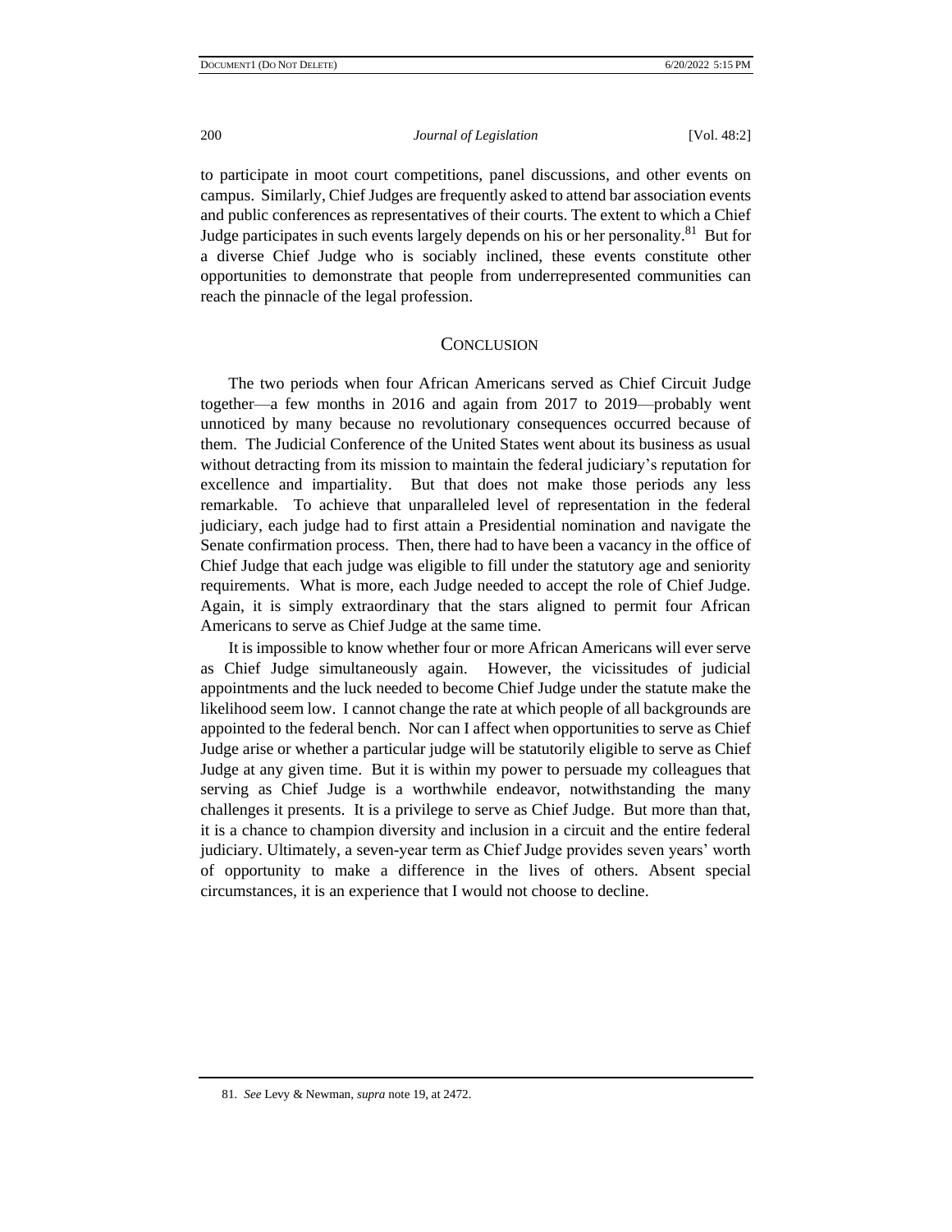to participate in moot court competitions, panel discussions, and other events on campus. Similarly, Chief Judges are frequently asked to attend bar association events and public conferences as representatives of their courts. The extent to which a Chief Judge participates in such events largely depends on his or her personality.[81] But for a diverse Chief Judge who is sociably inclined, these events constitute other opportunities to demonstrate that people from underrepresented communities can reach the pinnacle of the legal profession.

## CONCLUSION

The two periods when four African Americans served as Chief Circuit Judge together—a few months in 2016 and again from 2017 to 2019—probably went unnoticed by many because no revolutionary consequences occurred because of them. The Judicial Conference of the United States went about its business as usual without detracting from its mission to maintain the federal judiciary's reputation for excellence and impartiality. But that does not make those periods any less remarkable. To achieve that unparalleled level of representation in the federal judiciary, each judge had to first attain a Presidential nomination and navigate the Senate confirmation process. Then, there had to have been a vacancy in the office of Chief Judge that each judge was eligible to fill under the statutory age and seniority requirements. What is more, each Judge needed to accept the role of Chief Judge. Again, it is simply extraordinary that the stars aligned to permit four African Americans to serve as Chief Judge at the same time.

It is impossible to know whether four or more African Americans will ever serve as Chief Judge simultaneously again. However, the vicissitudes of judicial appointments and the luck needed to become Chief Judge under the statute make the likelihood seem low. I cannot change the rate at which people of all backgrounds are appointed to the federal bench. Nor can I affect when opportunities to serve as Chief Judge arise or whether a particular judge will be statutorily eligible to serve as Chief Judge at any given time. But it is within my power to persuade my colleagues that serving as Chief Judge is a worthwhile endeavor, notwithstanding the many challenges it presents. It is a privilege to serve as Chief Judge. But more than that, it is a chance to champion diversity and inclusion in a circuit and the entire federal judiciary. Ultimately, a seven-year term as Chief Judge provides seven years' worth of opportunity to make a difference in the lives of others. Absent special circumstances, it is an experience that I would not choose to decline.

---

81. *See* Levy & Newman, *supra* note 19, at 2472.